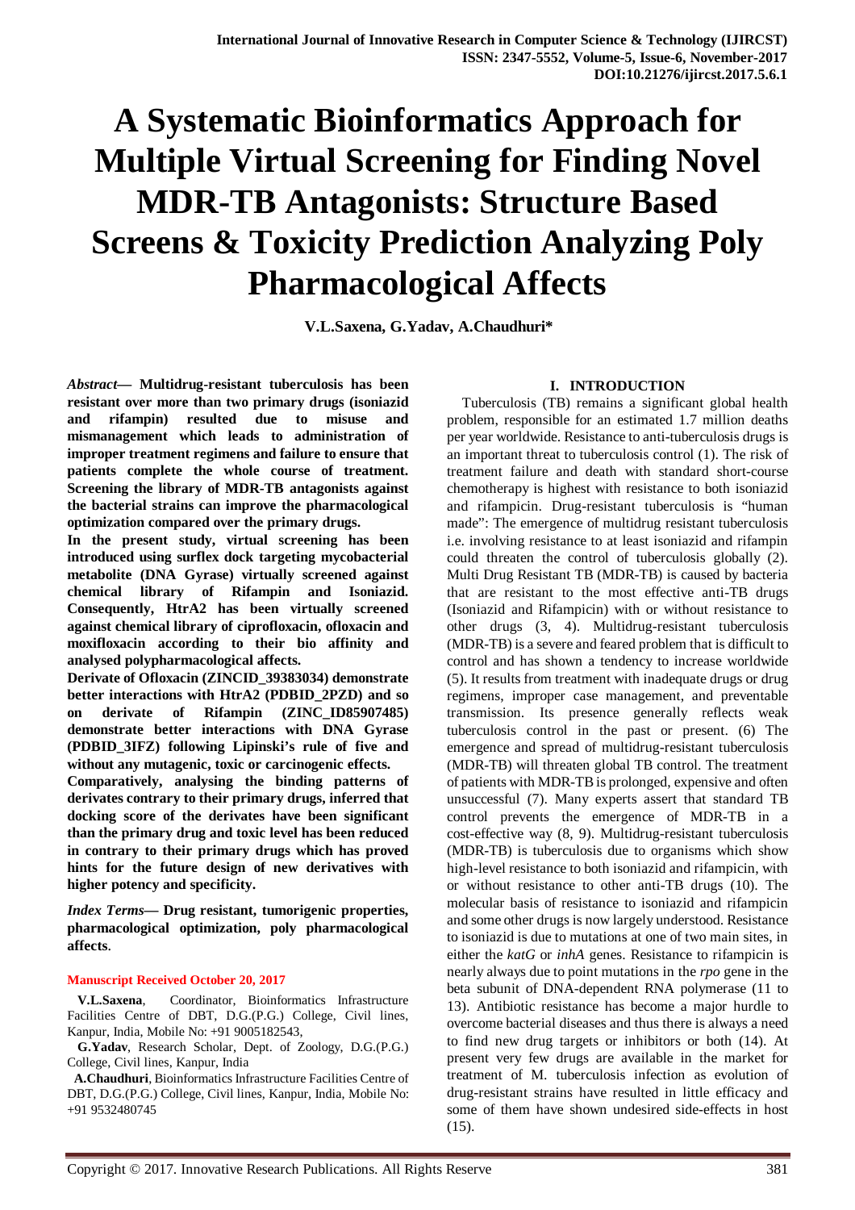# A Systematic Bioinformatics Approach for Multiple Virtual Screening for Finding Novel MDR-TB Antagonists: Structure Based Screens & Toxicity Prediction Analyzing Poly Pharmacological Affects

**V.L.Saxena, G.Yadav, A.Chaudhuri***

***Abstract*— Multidrug-resistant tuberculosis has been resistant over more than two primary drugs (isoniazid and rifampin) resulted due to misuse and mismanagement which leads to administration of improper treatment regimens and failure to ensure that patients complete the whole course of treatment. Screening the library of MDR-TB antagonists against the bacterial strains can improve the pharmacological optimization compared over the primary drugs.**

**In the present study, virtual screening has been introduced using surflex dock targeting mycobacterial metabolite (DNA Gyrase) virtually screened against chemical library of Rifampin and Isoniazid. Consequently, HtrA2 has been virtually screened against chemical library of ciprofloxacin, ofloxacin and moxifloxacin according to their bio affinity and analysed polypharmacological affects.**

**Derivate of Ofloxacin (ZINCID_39383034) demonstrate better interactions with HtrA2 (PDBID_2PZD) and so on derivate of Rifampin (ZINC_ID85907485) demonstrate better interactions with DNA Gyrase (PDBID_3IFZ) following Lipinski's rule of five and without any mutagenic, toxic or carcinogenic effects.**

**Comparatively, analysing the binding patterns of derivates contrary to their primary drugs, inferred that docking score of the derivates have been significant than the primary drug and toxic level has been reduced in contrary to their primary drugs which has proved hints for the future design of new derivatives with higher potency and specificity.**

***Index Terms*— Drug resistant, tumorigenic properties, pharmacological optimization, poly pharmacological affects.**

**Manuscript Received October 20, 2017**

**V.L.Saxena**, Coordinator, Bioinformatics Infrastructure Facilities Centre of DBT, D.G.(P.G.) College, Civil lines, Kanpur, India, Mobile No: +91 9005182543,

**G.Yadav**, Research Scholar, Dept. of Zoology, D.G.(P.G.) College, Civil lines, Kanpur, India

**A.Chaudhuri**, Bioinformatics Infrastructure Facilities Centre of DBT, D.G.(P.G.) College, Civil lines, Kanpur, India, Mobile No: +91 9532480745

## I. INTRODUCTION

Tuberculosis (TB) remains a significant global health problem, responsible for an estimated 1.7 million deaths per year worldwide. Resistance to anti-tuberculosis drugs is an important threat to tuberculosis control (1). The risk of treatment failure and death with standard short-course chemotherapy is highest with resistance to both isoniazid and rifampicin. Drug-resistant tuberculosis is "human made": The emergence of multidrug resistant tuberculosis i.e. involving resistance to at least isoniazid and rifampin could threaten the control of tuberculosis globally (2). Multi Drug Resistant TB (MDR-TB) is caused by bacteria that are resistant to the most effective anti-TB drugs (Isoniazid and Rifampicin) with or without resistance to other drugs (3, 4). Multidrug-resistant tuberculosis (MDR-TB) is a severe and feared problem that is difficult to control and has shown a tendency to increase worldwide (5). It results from treatment with inadequate drugs or drug regimens, improper case management, and preventable transmission. Its presence generally reflects weak tuberculosis control in the past or present. (6) The emergence and spread of multidrug-resistant tuberculosis (MDR-TB) will threaten global TB control. The treatment of patients with MDR-TB is prolonged, expensive and often unsuccessful (7). Many experts assert that standard TB control prevents the emergence of MDR-TB in a cost-effective way (8, 9). Multidrug-resistant tuberculosis (MDR-TB) is tuberculosis due to organisms which show high-level resistance to both isoniazid and rifampicin, with or without resistance to other anti-TB drugs (10). The molecular basis of resistance to isoniazid and rifampicin and some other drugs is now largely understood. Resistance to isoniazid is due to mutations at one of two main sites, in either the *katG* or *inhA* genes. Resistance to rifampicin is nearly always due to point mutations in the *rpo* gene in the beta subunit of DNA-dependent RNA polymerase (11 to 13). Antibiotic resistance has become a major hurdle to overcome bacterial diseases and thus there is always a need to find new drug targets or inhibitors or both (14). At present very few drugs are available in the market for treatment of M. tuberculosis infection as evolution of drug-resistant strains have resulted in little efficacy and some of them have shown undesired side-effects in host (15).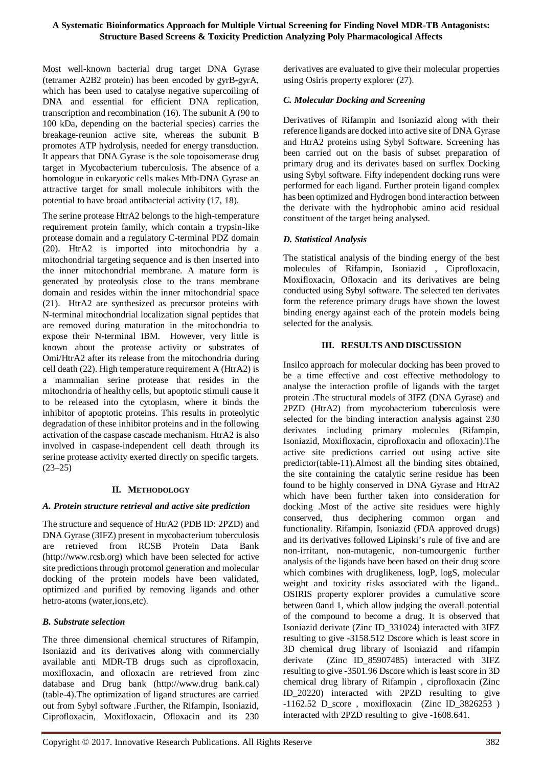Most well-known bacterial drug target DNA Gyrase (tetramer A2B2 protein) has been encoded by gyrB-gyrA, which has been used to catalyse negative supercoiling of DNA and essential for efficient DNA replication, transcription and recombination (16). The subunit A (90 to 100 kDa, depending on the bacterial species) carries the breakage-reunion active site, whereas the subunit B promotes ATP hydrolysis, needed for energy transduction. It appears that DNA Gyrase is the sole topoisomerase drug target in Mycobacterium tuberculosis. The absence of a homologue in eukaryotic cells makes Mtb-DNA Gyrase an attractive target for small molecule inhibitors with the potential to have broad antibacterial activity (17, 18).

The serine protease HtrA2 belongs to the high-temperature requirement protein family, which contain a trypsin-like protease domain and a regulatory C-terminal PDZ domain (20). HtrA2 is imported into mitochondria by a mitochondrial targeting sequence and is then inserted into the inner mitochondrial membrane. A mature form is generated by proteolysis close to the trans membrane domain and resides within the inner mitochondrial space (21). HtrA2 are synthesized as precursor proteins with N-terminal mitochondrial localization signal peptides that are removed during maturation in the mitochondria to expose their N-terminal IBM. However, very little is known about the protease activity or substrates of Omi/HtrA2 after its release from the mitochondria during cell death (22). High temperature requirement A (HtrA2) is a mammalian serine protease that resides in the mitochondria of healthy cells, but apoptotic stimuli cause it to be released into the cytoplasm, where it binds the inhibitor of apoptotic proteins. This results in proteolytic degradation of these inhibitor proteins and in the following activation of the caspase cascade mechanism. HtrA2 is also involved in caspase-independent cell death through its serine protease activity exerted directly on specific targets. (23–25)

## II. Methodology

### *A. Protein structure retrieval and active site prediction*

The structure and sequence of HtrA2 (PDB ID: 2PZD) and DNA Gyrase (3IFZ) present in mycobacterium tuberculosis are retrieved from RCSB Protein Data Bank (http://www.rcsb.org) which have been selected for active site predictions through protomol generation and molecular docking of the protein models have been validated, optimized and purified by removing ligands and other hetro-atoms (water,ions,etc).

### *B. Substrate selection*

The three dimensional chemical structures of Rifampin, Isoniazid and its derivatives along with commercially available anti MDR-TB drugs such as ciprofloxacin, moxifloxacin, and ofloxacin are retrieved from zinc database and Drug bank (http://www.drug bank.cal) (table-4).The optimization of ligand structures are carried out from Sybyl software .Further, the Rifampin, Isoniazid, Ciprofloxacin, Moxifloxacin, Ofloxacin and its 230 derivatives are evaluated to give their molecular properties using Osiris property explorer (27).

### *C. Molecular Docking and Screening*

Derivatives of Rifampin and Isoniazid along with their reference ligands are docked into active site of DNA Gyrase and HtrA2 proteins using Sybyl Software. Screening has been carried out on the basis of subset preparation of primary drug and its derivates based on surflex Docking using Sybyl software. Fifty independent docking runs were performed for each ligand. Further protein ligand complex has been optimized and Hydrogen bond interaction between the derivate with the hydrophobic amino acid residual constituent of the target being analysed.

### *D. Statistical Analysis*

The statistical analysis of the binding energy of the best molecules of Rifampin, Isoniazid , Ciprofloxacin, Moxifloxacin, Ofloxacin and its derivatives are being conducted using Sybyl software. The selected ten derivates form the reference primary drugs have shown the lowest binding energy against each of the protein models being selected for the analysis.

## III. Results and Discussion

Insilco approach for molecular docking has been proved to be a time effective and cost effective methodology to analyse the interaction profile of ligands with the target protein .The structural models of 3IFZ (DNA Gyrase) and 2PZD (HtrA2) from mycobacterium tuberculosis were selected for the binding interaction analysis against 230 derivates including primary molecules (Rifampin, Isoniazid, Moxifloxacin, ciprofloxacin and ofloxacin).The active site predictions carried out using active site predictor(table-11).Almost all the binding sites obtained, the site containing the catalytic serine residue has been found to be highly conserved in DNA Gyrase and HtrA2 which have been further taken into consideration for docking .Most of the active site residues were highly conserved, thus deciphering common organ and functionality. Rifampin, Isoniazid (FDA approved drugs) and its derivatives followed Lipinski's rule of five and are non-irritant, non-mutagenic, non-tumourgenic further analysis of the ligands have been based on their drug score which combines with druglikeness, logP, logS, molecular weight and toxicity risks associated with the ligand.. OSIRIS property explorer provides a cumulative score between 0and 1, which allow judging the overall potential of the compound to become a drug. It is observed that Isoniazid derivate (Zinc ID_331024) interacted with 3IFZ resulting to give -3158.512 Dscore which is least score in 3D chemical drug library of Isoniazid and rifampin derivate (Zinc ID_85907485) interacted with 3IFZ resulting to give -3501.96 Dscore which is least score in 3D chemical drug library of Rifampin , ciprofloxacin (Zinc ID_20220) interacted with 2PZD resulting to give -1162.52 D_score , moxifloxacin (Zinc ID_3826253 ) interacted with 2PZD resulting to give -1608.641.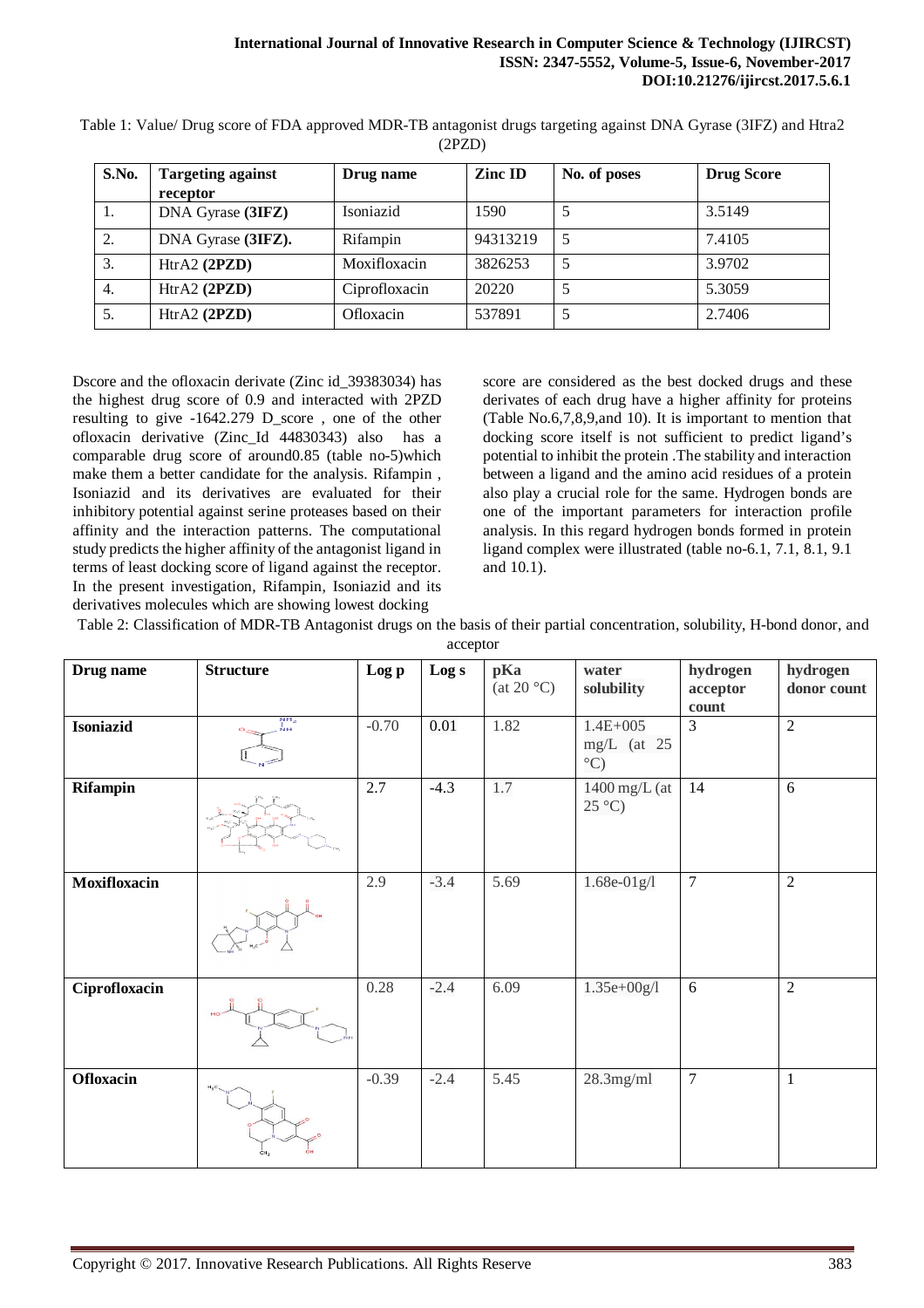Table 1: Value/ Drug score of FDA approved MDR-TB antagonist drugs targeting against DNA Gyrase (3IFZ) and Htra2 (2PZD)

| S.No. | Targeting against receptor | Drug name | Zinc ID | No. of poses | Drug Score |
|---|---|---|---|---|---|
| 1. | DNA Gyrase **(3IFZ)** | Isoniazid | 1590 | 5 | 3.5149 |
| 2. | DNA Gyrase **(3IFZ).** | Rifampin | 94313219 | 5 | 7.4105 |
| 3. | HtrA2 **(2PZD)** | Moxifloxacin | 3826253 | 5 | 3.9702 |
| 4. | HtrA2 **(2PZD)** | Ciprofloxacin | 20220 | 5 | 5.3059 |
| 5. | HtrA2 **(2PZD)** | Ofloxacin | 537891 | 5 | 2.7406 |

Dscore and the ofloxacin derivate (Zinc id_39383034) has the highest drug score of 0.9 and interacted with 2PZD resulting to give -1642.279 D_score , one of the other ofloxacin derivative (Zinc_Id 44830343) also has a comparable drug score of around0.85 (table no-5)which make them a better candidate for the analysis. Rifampin , Isoniazid and its derivatives are evaluated for their inhibitory potential against serine proteases based on their affinity and the interaction patterns. The computational study predicts the higher affinity of the antagonist ligand in terms of least docking score of ligand against the receptor. In the present investigation, Rifampin, Isoniazid and its derivatives molecules which are showing lowest docking score are considered as the best docked drugs and these derivates of each drug have a higher affinity for proteins (Table No.6,7,8,9,and 10). It is important to mention that docking score itself is not sufficient to predict ligand's potential to inhibit the protein .The stability and interaction between a ligand and the amino acid residues of a protein also play a crucial role for the same. Hydrogen bonds are one of the important parameters for interaction profile analysis. In this regard hydrogen bonds formed in protein ligand complex were illustrated (table no-6.1, 7.1, 8.1, 9.1 and 10.1).

Table 2: Classification of MDR-TB Antagonist drugs on the basis of their partial concentration, solubility, H-bond donor, and acceptor

| Drug name | Structure | Log p | Log s | pKa (at 20 °C) | water solubility | hydrogen acceptor count | hydrogen donor count |
|---|---|---|---|---|---|---|---|
| **Isoniazid** | | -0.70 | 0.01 | 1.82 | 1.4E+005 mg/L (at 25 °C) | 3 | 2 |
| **Rifampin** | | 2.7 | -4.3 | 1.7 | 1400 mg/L (at 25 °C) | 14 | 6 |
| **Moxifloxacin** | | 2.9 | -3.4 | 5.69 | 1.68e-01g/l | 7 | 2 |
| **Ciprofloxacin** | | 0.28 | -2.4 | 6.09 | 1.35e+00g/l | 6 | 2 |
| **Ofloxacin** | | -0.39 | -2.4 | 5.45 | 28.3mg/ml | 7 | 1 |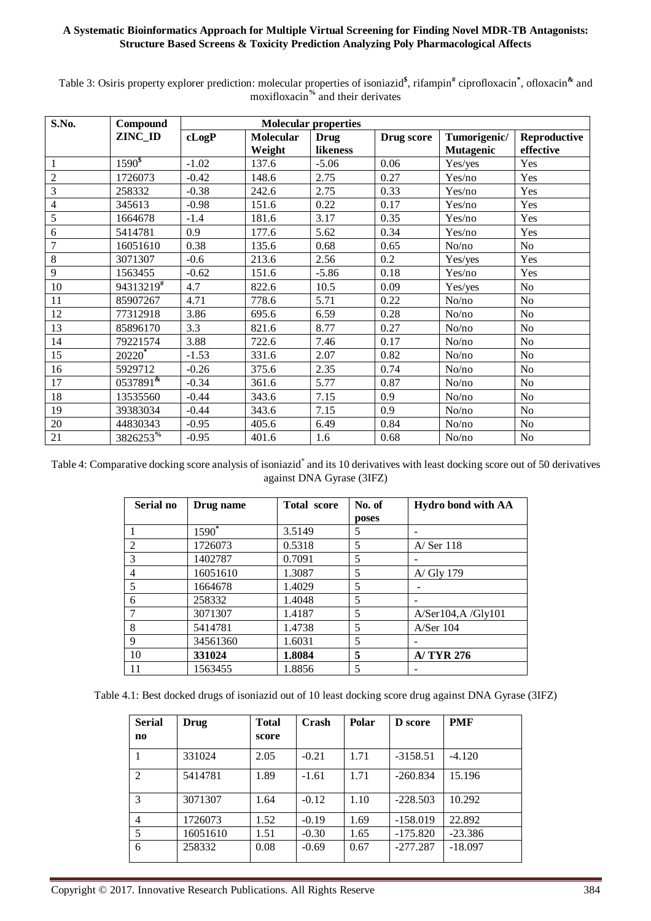Table 3: Osiris property explorer prediction: molecular properties of isoniazid[$], rifampin[#] ciprofloxacin[*], ofloxacin[&] and moxifloxacin[%] and their derivates

| S.No. | Compound ZINC_ID | Molecular properties | | | | | |
|---|---|---|---|---|---|---|---|
| | | cLogP | Molecular Weight | Drug likeness | Drug score | Tumorigenic/ Mutagenic | Reproductive effective |
| 1 | 1590[$] | -1.02 | 137.6 | -5.06 | 0.06 | Yes/yes | Yes |
| 2 | 1726073 | -0.42 | 148.6 | 2.75 | 0.27 | Yes/no | Yes |
| 3 | 258332 | -0.38 | 242.6 | 2.75 | 0.33 | Yes/no | Yes |
| 4 | 345613 | -0.98 | 151.6 | 0.22 | 0.17 | Yes/no | Yes |
| 5 | 1664678 | -1.4 | 181.6 | 3.17 | 0.35 | Yes/no | Yes |
| 6 | 5414781 | 0.9 | 177.6 | 5.62 | 0.34 | Yes/no | Yes |
| 7 | 16051610 | 0.38 | 135.6 | 0.68 | 0.65 | No/no | No |
| 8 | 3071307 | -0.6 | 213.6 | 2.56 | 0.2 | Yes/yes | Yes |
| 9 | 1563455 | -0.62 | 151.6 | -5.86 | 0.18 | Yes/no | Yes |
| 10 | 94313219[#] | 4.7 | 822.6 | 10.5 | 0.09 | Yes/yes | No |
| 11 | 85907267 | 4.71 | 778.6 | 5.71 | 0.22 | No/no | No |
| 12 | 77312918 | 3.86 | 695.6 | 6.59 | 0.28 | No/no | No |
| 13 | 85896170 | 3.3 | 821.6 | 8.77 | 0.27 | No/no | No |
| 14 | 79221574 | 3.88 | 722.6 | 7.46 | 0.17 | No/no | No |
| 15 | 20220[*] | -1.53 | 331.6 | 2.07 | 0.82 | No/no | No |
| 16 | 5929712 | -0.26 | 375.6 | 2.35 | 0.74 | No/no | No |
| 17 | 0537891[&] | -0.34 | 361.6 | 5.77 | 0.87 | No/no | No |
| 18 | 13535560 | -0.44 | 343.6 | 7.15 | 0.9 | No/no | No |
| 19 | 39383034 | -0.44 | 343.6 | 7.15 | 0.9 | No/no | No |
| 20 | 44830343 | -0.95 | 405.6 | 6.49 | 0.84 | No/no | No |
| 21 | 3826253[%] | -0.95 | 401.6 | 1.6 | 0.68 | No/no | No |

Table 4: Comparative docking score analysis of isoniazid[*] and its 10 derivatives with least docking score out of 50 derivatives against DNA Gyrase (3IFZ)

| Serial no | Drug name | Total score | No. of poses | Hydro bond with AA |
|---|---|---|---|---|
| 1 | 1590[*] | 3.5149 | 5 | - |
| 2 | 1726073 | 0.5318 | 5 | A/ Ser 118 |
| 3 | 1402787 | 0.7091 | 5 | - |
| 4 | 16051610 | 1.3087 | 5 | A/ Gly 179 |
| 5 | 1664678 | 1.4029 | 5 | - |
| 6 | 258332 | 1.4048 | 5 | - |
| 7 | 3071307 | 1.4187 | 5 | A/Ser104,A /Gly101 |
| 8 | 5414781 | 1.4738 | 5 | A/Ser 104 |
| 9 | 34561360 | 1.6031 | 5 | - |
| **10** | **331024** | **1.8084** | **5** | **A/ TYR 276** |
| 11 | 1563455 | 1.8856 | 5 | - |

Table 4.1: Best docked drugs of isoniazid out of 10 least docking score drug against DNA Gyrase (3IFZ)

| Serial no | Drug | Total score | Crash | Polar | D score | PMF |
|---|---|---|---|---|---|---|
| 1 | 331024 | 2.05 | -0.21 | 1.71 | -3158.51 | -4.120 |
| 2 | 5414781 | 1.89 | -1.61 | 1.71 | -260.834 | 15.196 |
| 3 | 3071307 | 1.64 | -0.12 | 1.10 | -228.503 | 10.292 |
| 4 | 1726073 | 1.52 | -0.19 | 1.69 | -158.019 | 22.892 |
| 5 | 16051610 | 1.51 | -0.30 | 1.65 | -175.820 | -23.386 |
| 6 | 258332 | 0.08 | -0.69 | 0.67 | -277.287 | -18.097 |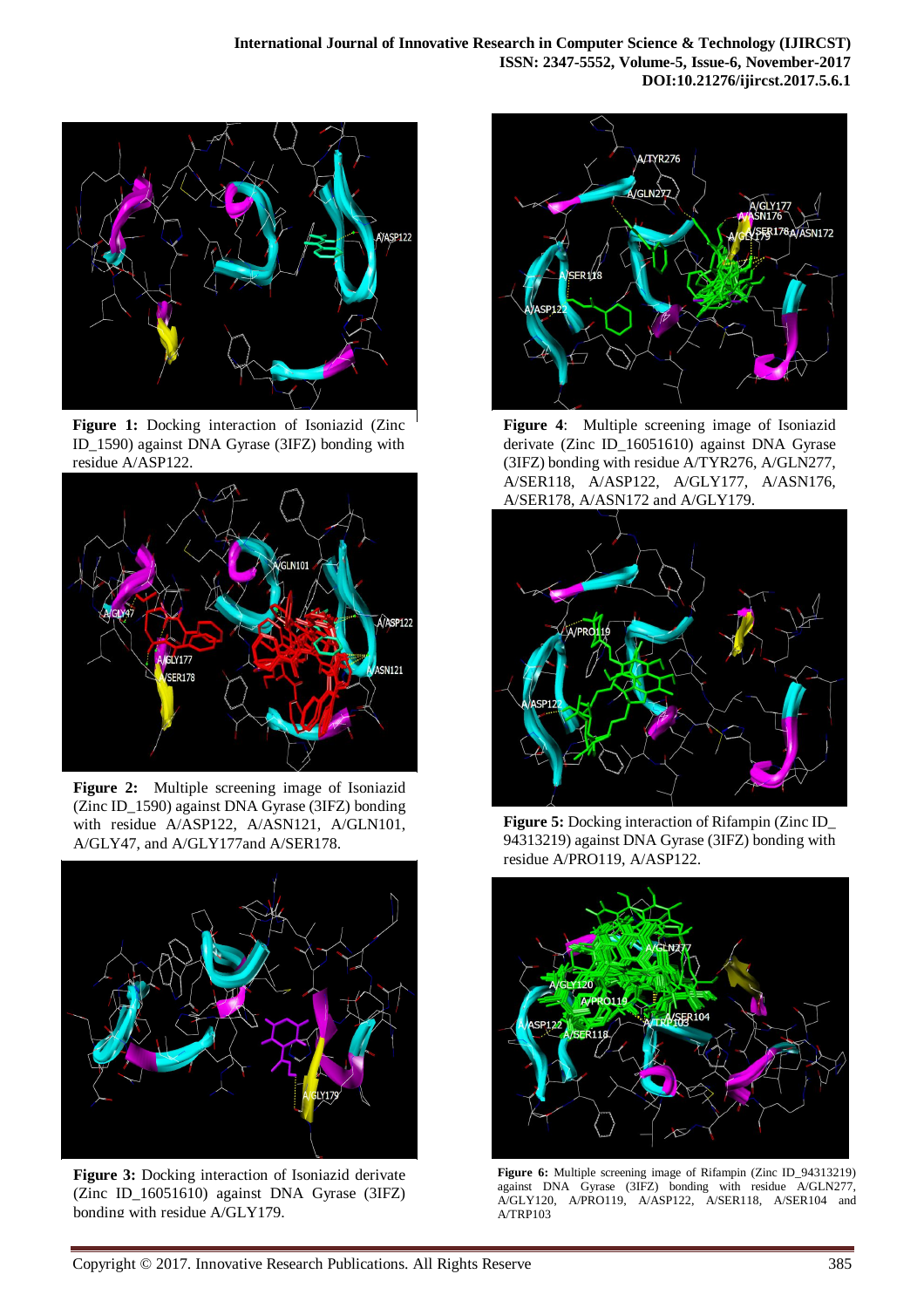**Figure 1:** Docking interaction of Isoniazid (Zinc ID_1590) against DNA Gyrase (3IFZ) bonding with residue A/ASP122.

**Figure 2:** Multiple screening image of Isoniazid (Zinc ID_1590) against DNA Gyrase (3IFZ) bonding with residue A/ASP122, A/ASN121, A/GLN101, A/GLY47, and A/GLY177and A/SER178.

**Figure 3:** Docking interaction of Isoniazid derivate (Zinc ID_16051610) against DNA Gyrase (3IFZ) bonding with residue A/GLY179.

**Figure 4**: Multiple screening image of Isoniazid derivate (Zinc ID_16051610) against DNA Gyrase (3IFZ) bonding with residue A/TYR276, A/GLN277, A/SER118, A/ASP122, A/GLY177, A/ASN176, A/SER178, A/ASN172 and A/GLY179.

**Figure 5:** Docking interaction of Rifampin (Zinc ID_ 94313219) against DNA Gyrase (3IFZ) bonding with residue A/PRO119, A/ASP122.

**Figure 6:** Multiple screening image of Rifampin (Zinc ID_94313219) against DNA Gyrase (3IFZ) bonding with residue A/GLN277, A/GLY120, A/PRO119, A/ASP122, A/SER118, A/SER104 and A/TRP103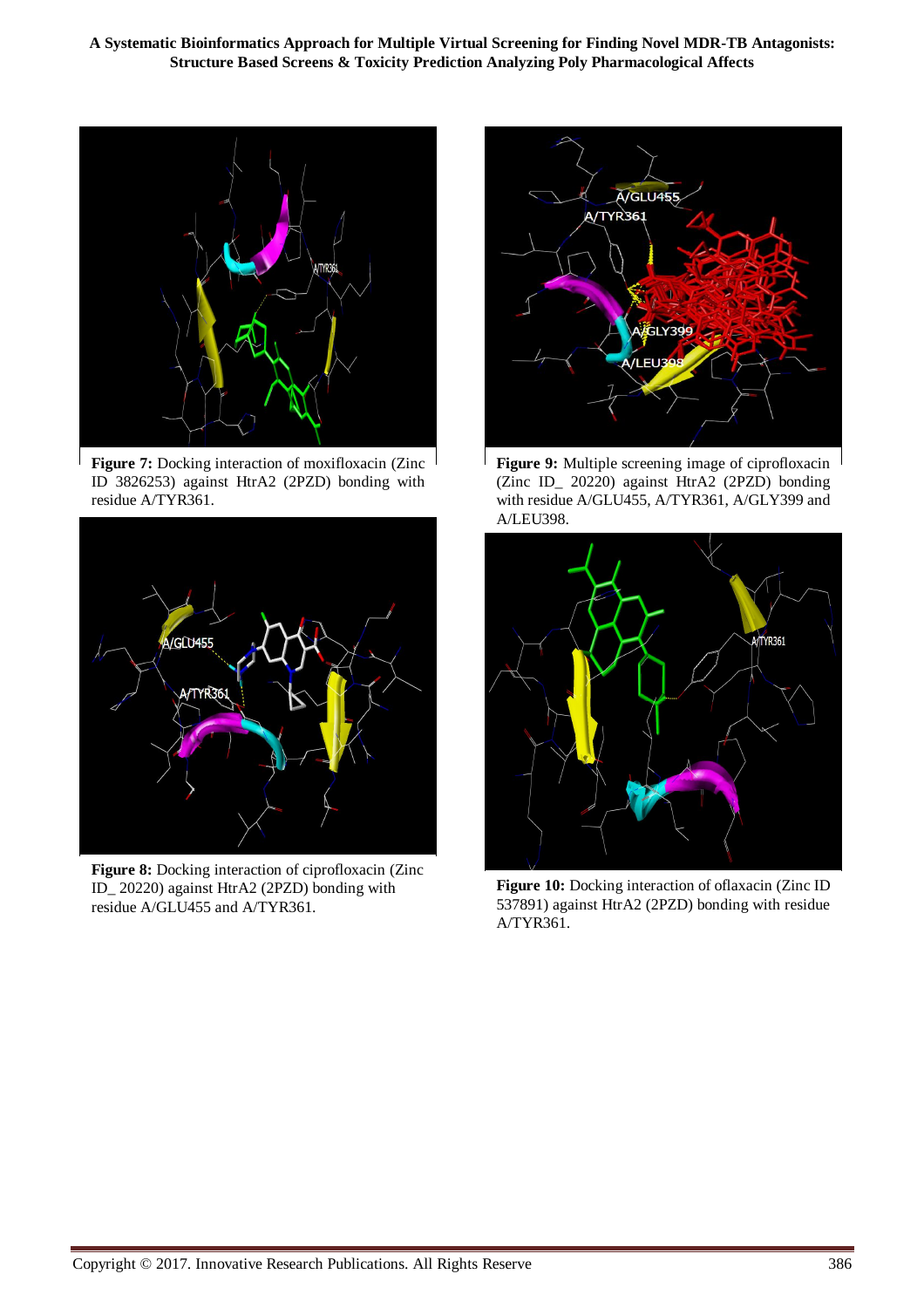**Figure 7:** Docking interaction of moxifloxacin (Zinc ID 3826253) against HtrA2 (2PZD) bonding with residue A/TYR361.

**Figure 8:** Docking interaction of ciprofloxacin (Zinc ID_ 20220) against HtrA2 (2PZD) bonding with residue A/GLU455 and A/TYR361.

**Figure 9:** Multiple screening image of ciprofloxacin (Zinc ID_ 20220) against HtrA2 (2PZD) bonding with residue A/GLU455, A/TYR361, A/GLY399 and A/LEU398.

**Figure 10:** Docking interaction of oflaxacin (Zinc ID 537891) against HtrA2 (2PZD) bonding with residue A/TYR361.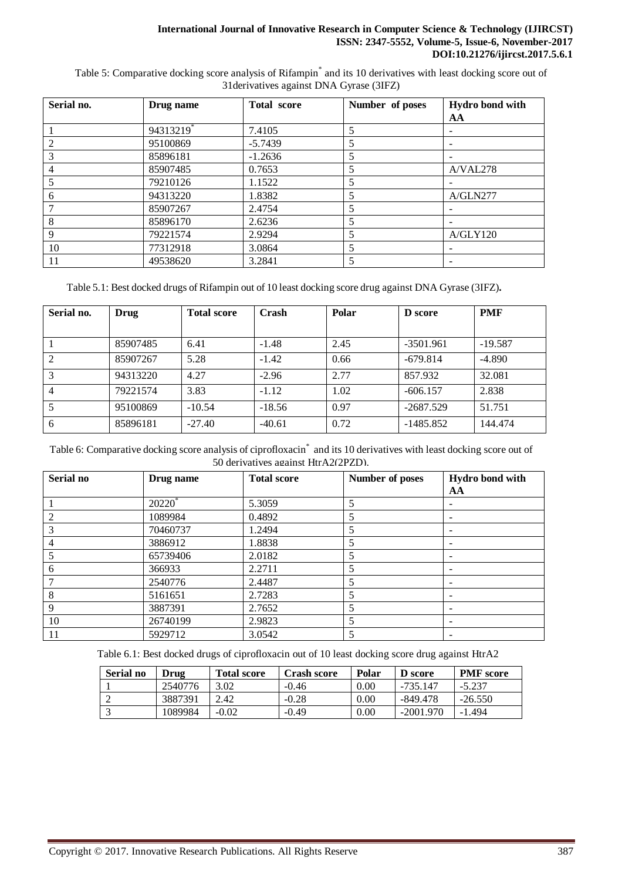Table 5: Comparative docking score analysis of Rifampin* and its 10 derivatives with least docking score out of 31derivatives against DNA Gyrase (3IFZ)

| Serial no. | Drug name | Total score | Number of poses | Hydro bond with AA |
|---|---|---|---|---|
| 1 | 94313219* | 7.4105 | 5 | - |
| 2 | 95100869 | -5.7439 | 5 | - |
| 3 | 85896181 | -1.2636 | 5 | - |
| 4 | 85907485 | 0.7653 | 5 | A/VAL278 |
| 5 | 79210126 | 1.1522 | 5 | - |
| 6 | 94313220 | 1.8382 | 5 | A/GLN277 |
| 7 | 85907267 | 2.4754 | 5 | - |
| 8 | 85896170 | 2.6236 | 5 | - |
| 9 | 79221574 | 2.9294 | 5 | A/GLY120 |
| 10 | 77312918 | 3.0864 | 5 | - |
| 11 | 49538620 | 3.2841 | 5 | - |

Table 5.1: Best docked drugs of Rifampin out of 10 least docking score drug against DNA Gyrase (3IFZ).

| Serial no. | Drug | Total score | Crash | Polar | D score | PMF |
|---|---|---|---|---|---|---|
| 1 | 85907485 | 6.41 | -1.48 | 2.45 | -3501.961 | -19.587 |
| 2 | 85907267 | 5.28 | -1.42 | 0.66 | -679.814 | -4.890 |
| 3 | 94313220 | 4.27 | -2.96 | 2.77 | 857.932 | 32.081 |
| 4 | 79221574 | 3.83 | -1.12 | 1.02 | -606.157 | 2.838 |
| 5 | 95100869 | -10.54 | -18.56 | 0.97 | -2687.529 | 51.751 |
| 6 | 85896181 | -27.40 | -40.61 | 0.72 | -1485.852 | 144.474 |

Table 6: Comparative docking score analysis of ciprofloxacin* and its 10 derivatives with least docking score out of 50 derivatives against HtrA2(2PZD).

| Serial no | Drug name | Total score | Number of poses | Hydro bond with AA |
|---|---|---|---|---|
| 1 | 20220* | 5.3059 | 5 | - |
| 2 | 1089984 | 0.4892 | 5 | - |
| 3 | 70460737 | 1.2494 | 5 | - |
| 4 | 3886912 | 1.8838 | 5 | - |
| 5 | 65739406 | 2.0182 | 5 | - |
| 6 | 366933 | 2.2711 | 5 | - |
| 7 | 2540776 | 2.4487 | 5 | - |
| 8 | 5161651 | 2.7283 | 5 | - |
| 9 | 3887391 | 2.7652 | 5 | - |
| 10 | 26740199 | 2.9823 | 5 | - |
| 11 | 5929712 | 3.0542 | 5 | - |

Table 6.1: Best docked drugs of ciprofloxacin out of 10 least docking score drug against HtrA2

| Serial no | Drug | Total score | Crash score | Polar | D score | PMF score |
|---|---|---|---|---|---|---|
| 1 | 2540776 | 3.02 | -0.46 | 0.00 | -735.147 | -5.237 |
| 2 | 3887391 | 2.42 | -0.28 | 0.00 | -849.478 | -26.550 |
| 3 | 1089984 | -0.02 | -0.49 | 0.00 | -2001.970 | -1.494 |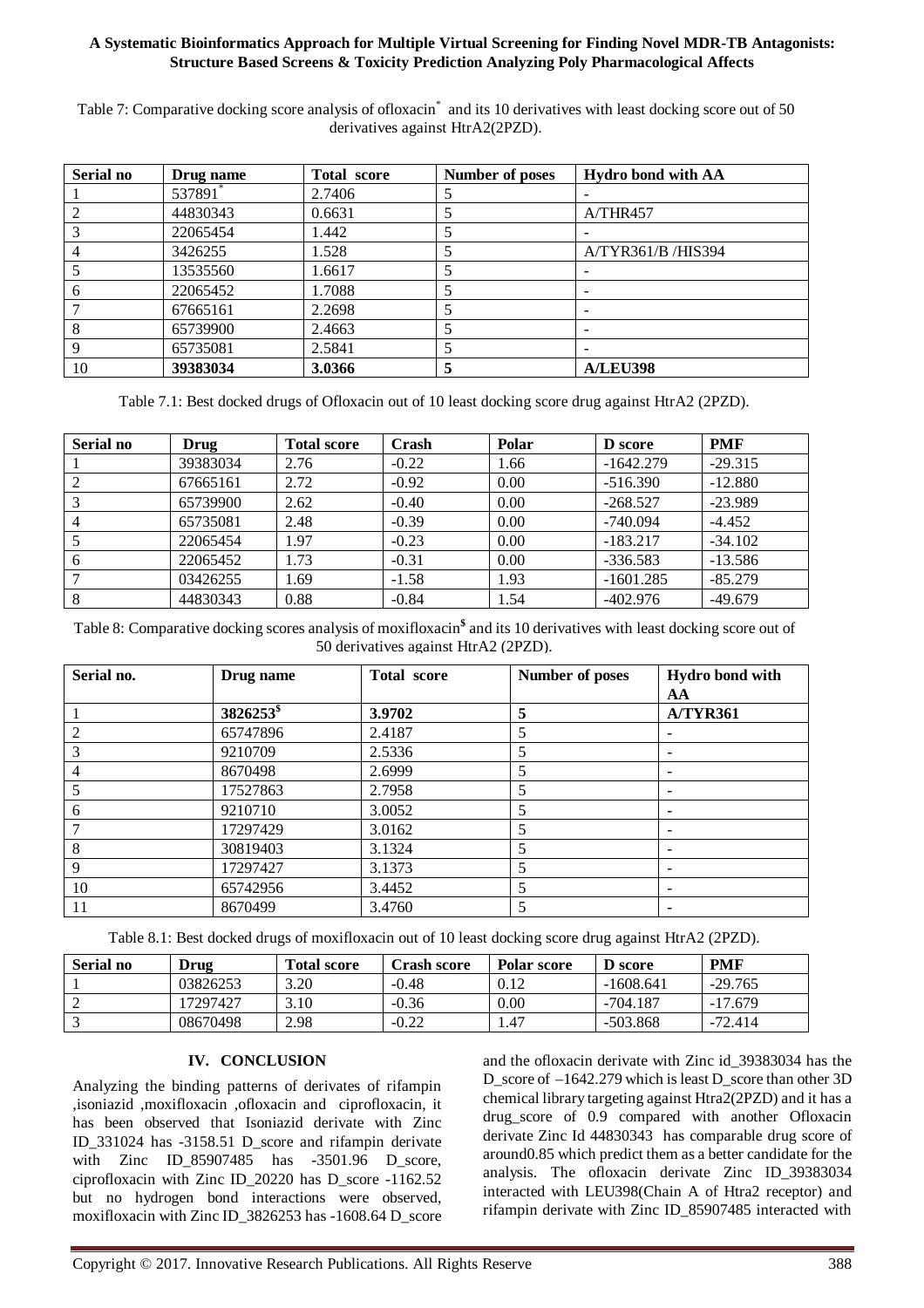Table 7: Comparative docking score analysis of ofloxacin* and its 10 derivatives with least docking score out of 50 derivatives against HtrA2(2PZD).

| Serial no | Drug name | Total score | Number of poses | Hydro bond with AA |
|---|---|---|---|---|
| 1 | 537891* | 2.7406 | 5 | - |
| 2 | 44830343 | 0.6631 | 5 | A/THR457 |
| 3 | 22065454 | 1.442 | 5 | - |
| 4 | 3426255 | 1.528 | 5 | A/TYR361/B /HIS394 |
| 5 | 13535560 | 1.6617 | 5 | - |
| 6 | 22065452 | 1.7088 | 5 | - |
| 7 | 67665161 | 2.2698 | 5 | - |
| 8 | 65739900 | 2.4663 | 5 | - |
| 9 | 65735081 | 2.5841 | 5 | - |
| 10 | **39383034** | **3.0366** | **5** | **A/LEU398** |

Table 7.1: Best docked drugs of Ofloxacin out of 10 least docking score drug against HtrA2 (2PZD).

| Serial no | Drug | Total score | Crash | Polar | D score | PMF |
|---|---|---|---|---|---|---|
| 1 | 39383034 | 2.76 | -0.22 | 1.66 | -1642.279 | -29.315 |
| 2 | 67665161 | 2.72 | -0.92 | 0.00 | -516.390 | -12.880 |
| 3 | 65739900 | 2.62 | -0.40 | 0.00 | -268.527 | -23.989 |
| 4 | 65735081 | 2.48 | -0.39 | 0.00 | -740.094 | -4.452 |
| 5 | 22065454 | 1.97 | -0.23 | 0.00 | -183.217 | -34.102 |
| 6 | 22065452 | 1.73 | -0.31 | 0.00 | -336.583 | -13.586 |
| 7 | 03426255 | 1.69 | -1.58 | 1.93 | -1601.285 | -85.279 |
| 8 | 44830343 | 0.88 | -0.84 | 1.54 | -402.976 | -49.679 |

Table 8: Comparative docking scores analysis of moxifloxacin$ and its 10 derivatives with least docking score out of 50 derivatives against HtrA2 (2PZD).

| Serial no. | Drug name | Total score | Number of poses | Hydro bond with AA |
|---|---|---|---|---|
| 1 | **3826253$** | **3.9702** | **5** | **A/TYR361** |
| 2 | 65747896 | 2.4187 | 5 | - |
| 3 | 9210709 | 2.5336 | 5 | - |
| 4 | 8670498 | 2.6999 | 5 | - |
| 5 | 17527863 | 2.7958 | 5 | - |
| 6 | 9210710 | 3.0052 | 5 | - |
| 7 | 17297429 | 3.0162 | 5 | - |
| 8 | 30819403 | 3.1324 | 5 | - |
| 9 | 17297427 | 3.1373 | 5 | - |
| 10 | 65742956 | 3.4452 | 5 | - |
| 11 | 8670499 | 3.4760 | 5 | - |

Table 8.1: Best docked drugs of moxifloxacin out of 10 least docking score drug against HtrA2 (2PZD).

| Serial no | Drug | Total score | Crash score | Polar score | D score | PMF |
|---|---|---|---|---|---|---|
| 1 | 03826253 | 3.20 | -0.48 | 0.12 | -1608.641 | -29.765 |
| 2 | 17297427 | 3.10 | -0.36 | 0.00 | -704.187 | -17.679 |
| 3 | 08670498 | 2.98 | -0.22 | 1.47 | -503.868 | -72.414 |

## IV. CONCLUSION

Analyzing the binding patterns of derivates of rifampin ,isoniazid ,moxifloxacin ,ofloxacin and ciprofloxacin, it has been observed that Isoniazid derivate with Zinc ID_331024 has -3158.51 D_score and rifampin derivate with Zinc ID_85907485 has -3501.96 D_score, ciprofloxacin with Zinc ID_20220 has D_score -1162.52 but no hydrogen bond interactions were observed, moxifloxacin with Zinc ID_3826253 has -1608.64 D_score and the ofloxacin derivate with Zinc id_39383034 has the D_score of –1642.279 which is least D_score than other 3D chemical library targeting against Htra2(2PZD) and it has a drug_score of 0.9 compared with another Ofloxacin derivate Zinc Id 44830343 has comparable drug score of around0.85 which predict them as a better candidate for the analysis. The ofloxacin derivate Zinc ID_39383034 interacted with LEU398(Chain A of Htra2 receptor) and rifampin derivate with Zinc ID_85907485 interacted with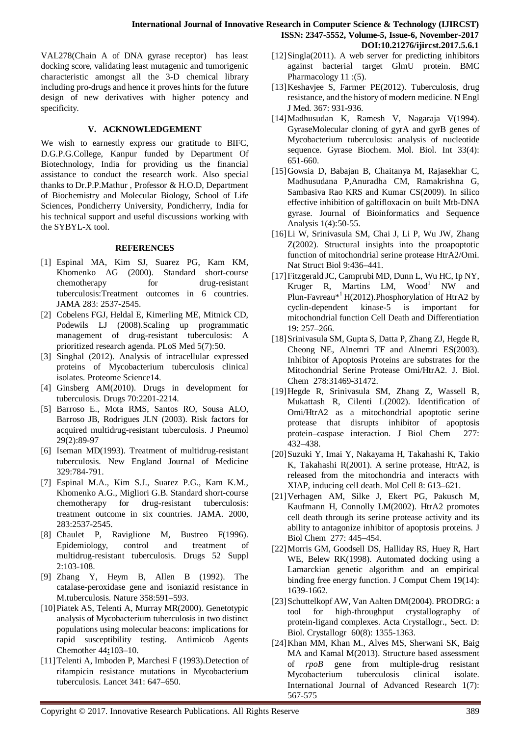VAL278(Chain A of DNA gyrase receptor) has least docking score, validating least mutagenic and tumorigenic characteristic amongst all the 3-D chemical library including pro-drugs and hence it proves hints for the future design of new derivatives with higher potency and specificity.

## V. ACKNOWLEDGEMENT

We wish to earnestly express our gratitude to BIFC, D.G.P.G.College, Kanpur funded by Department Of Biotechnology, India for providing us the financial assistance to conduct the research work. Also special thanks to Dr.P.P.Mathur , Professor & H.O.D, Department of Biochemistry and Molecular Biology, School of Life Sciences, Pondicherry University, Pondicherry, India for his technical support and useful discussions working with the SYBYL-X tool.

## REFERENCES

[1] Espinal MA, Kim SJ, Suarez PG, Kam KM, Khomenko AG (2000). Standard short-course chemotherapy for drug-resistant tuberculosis:Treatment outcomes in 6 countries. JAMA 283: 2537-2545.

[2] Cobelens FGJ, Heldal E, Kimerling ME, Mitnick CD, Podewils LJ (2008).Scaling up programmatic management of drug-resistant tuberculosis: A prioritized research agenda. PLoS Med 5(7):50.

[3] Singhal (2012). Analysis of intracellular expressed proteins of Mycobacterium tuberculosis clinical isolates. Proteome Science14.

[4] Ginsberg AM(2010). Drugs in development for tuberculosis. Drugs 70:2201-2214.

[5] Barroso E., Mota RMS, Santos RO, Sousa ALO, Barroso JB, Rodrigues JLN (2003). Risk factors for acquired multidrug-resistant tuberculosis. J Pneumol 29(2):89-97

[6] Iseman MD(1993). Treatment of multidrug-resistant tuberculosis. New England Journal of Medicine 329:784-791.

[7] Espinal M.A., Kim S.J., Suarez P.G., Kam K.M., Khomenko A.G., Migliori G.B. Standard short-course chemotherapy for drug-resistant tuberculosis: treatment outcome in six countries. JAMA. 2000, 283:2537-2545.

[8] Chaulet P, Raviglione M, Bustreo F(1996). Epidemiology, control and treatment of multidrug-resistant tuberculosis. Drugs 52 Suppl 2:103-108.

[9] Zhang Y, Heym B, Allen B (1992). The catalase-peroxidase gene and isoniazid resistance in M.tuberculosis. Nature 358:591–593.

[10] Piatek AS, Telenti A, Murray MR(2000). Genetotypic analysis of Mycobacterium tuberculosis in two distinct populations using molecular beacons: implications for rapid susceptibility testing. Antimicob Agents Chemother 44**:**103–10.

[11] Telenti A, Imboden P, Marchesi F (1993).Detection of rifampicin resistance mutations in Mycobacterium tuberculosis. Lancet 341: 647–650.

[12] Singla(2011). A web server for predicting inhibitors against bacterial target GlmU protein. BMC Pharmacology 11 :(5).

[13] Keshavjee S, Farmer PE(2012). Tuberculosis, drug resistance, and the history of modern medicine. N Engl J Med. 367: 931-936.

[14] Madhusudan K, Ramesh V, Nagaraja V(1994). GyraseMolecular cloning of gyrA and gyrB genes of Mycobacterium tuberculosis: analysis of nucleotide sequence. Gyrase Biochem. Mol. Biol. Int 33(4): 651-660.

[15] Gowsia D, Babajan B, Chaitanya M, Rajasekhar C, Madhusudana P,Anuradha CM, Ramakrishna G, Sambasiva Rao KRS and Kumar CS(2009). In silico effective inhibition of galtifloxacin on built Mtb-DNA gyrase. Journal of Bioinformatics and Sequence Analysis 1(4):50-55.

[16] Li W, Srinivasula SM, Chai J, Li P, Wu JW, Zhang Z(2002). Structural insights into the proapoptotic function of mitochondrial serine protease HtrA2/Omi. Nat Struct Biol 9:436–441.

[17] Fitzgerald JC, Camprubi MD, Dunn L, Wu HC, Ip NY, Kruger R, Martins LM, Wood[1] NW and Plun-Favreau*[1] H(2012).Phosphorylation of HtrA2 by cyclin-dependent kinase-5 is important for mitochondrial function Cell Death and Differentiation 19: 257–266.

[18] Srinivasula SM, Gupta S, Datta P, Zhang ZJ, Hegde R, Cheong NE, Alnemri TF and Alnemri ES(2003). Inhibitor of Apoptosis Proteins are substrates for the Mitochondrial Serine Protease Omi/HtrA2. J. Biol. Chem 278:31469-31472.

[19] Hegde R, Srinivasula SM, Zhang Z, Wassell R, Mukattash R, Cilenti L(2002). Identification of Omi/HtrA2 as a mitochondrial apoptotic serine protease that disrupts inhibitor of apoptosis protein–caspase interaction. J Biol Chem 277: 432–438.

[20] Suzuki Y, Imai Y, Nakayama H, Takahashi K, Takio K, Takahashi R(2001). A serine protease, HtrA2, is released from the mitochondria and interacts with XIAP, inducing cell death. Mol Cell 8: 613–621.

[21] Verhagen AM, Silke J, Ekert PG, Pakusch M, Kaufmann H, Connolly LM(2002). HtrA2 promotes cell death through its serine protease activity and its ability to antagonize inhibitor of apoptosis proteins. J Biol Chem 277: 445–454.

[22] Morris GM, Goodsell DS, Halliday RS, Huey R, Hart WE, Belew RK(1998). Automated docking using a Lamarckian genetic algorithm and an empirical binding free energy function. J Comput Chem 19(14): 1639-1662.

[23] Schuttelkopf AW, Van Aalten DM(2004). PRODRG: a tool for high-throughput crystallography of protein-ligand complexes. Acta Crystallogr., Sect. D: Biol. Crystallogr 60(8): 1355-1363.

[24] Khan MM, Khan M., Alves MS, Sherwani SK, Baig MA and Kamal M(2013). Structure based assessment of *rpoB* gene from multiple-drug resistant Mycobacterium tuberculosis clinical isolate. International Journal of Advanced Research 1(7): 567-575